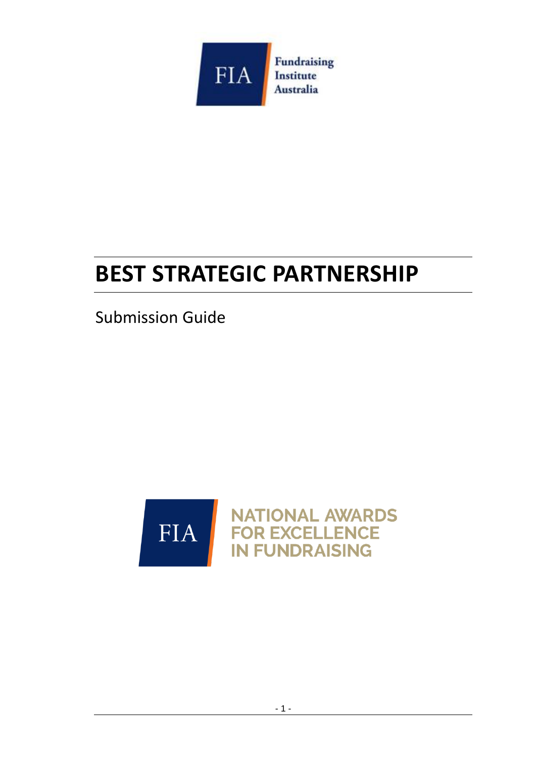Fundraising Institute Australia

# BEST STRATEGIC PARTNERSHIP

Submission Guide

NATIONAL AWARDS FOR EXCELLENCE IN FUNDRAISING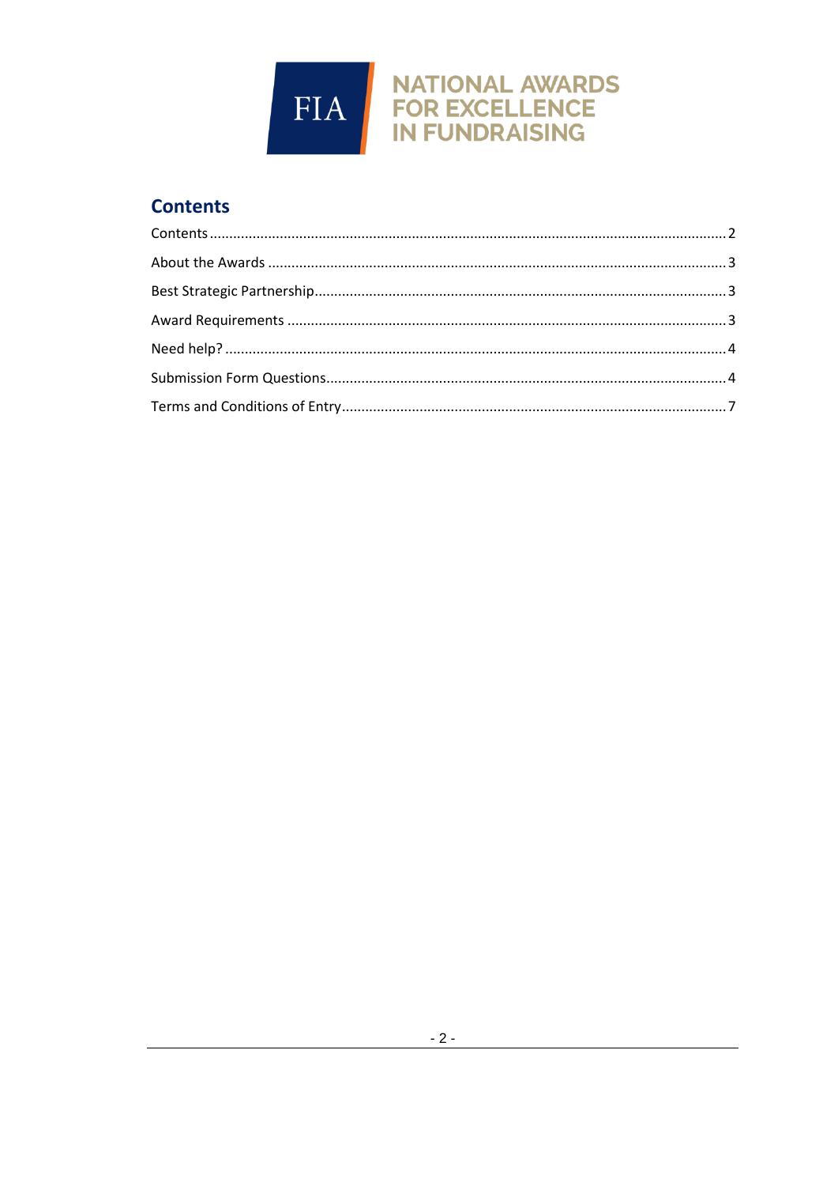NATIONAL AWARDS FOR EXCELLENCE IN FUNDRAISING

## Contents

Contents .................................................................................................................. 2

About the Awards .................................................................................................... 3

Best Strategic Partnership........................................................................................ 3

Award Requirements ............................................................................................... 3

Need help? .............................................................................................................. 4

Submission Form Questions..................................................................................... 4

Terms and Conditions of Entry................................................................................. 7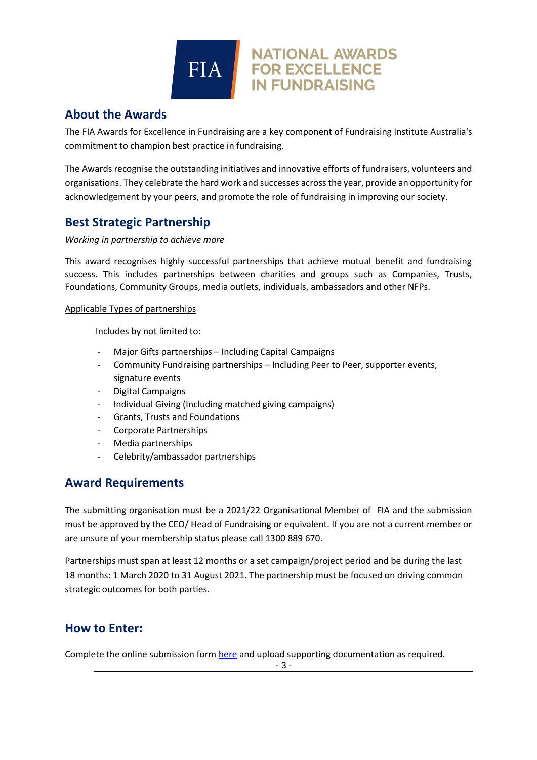FIA

NATIONAL AWARDS FOR EXCELLENCE IN FUNDRAISING

## About the Awards

The FIA Awards for Excellence in Fundraising are a key component of Fundraising Institute Australia's commitment to champion best practice in fundraising.

The Awards recognise the outstanding initiatives and innovative efforts of fundraisers, volunteers and organisations. They celebrate the hard work and successes across the year, provide an opportunity for acknowledgement by your peers, and promote the role of fundraising in improving our society.

## Best Strategic Partnership

*Working in partnership to achieve more*

This award recognises highly successful partnerships that achieve mutual benefit and fundraising success. This includes partnerships between charities and groups such as Companies, Trusts, Foundations, Community Groups, media outlets, individuals, ambassadors and other NFPs.

Applicable Types of partnerships

Includes by not limited to:

- Major Gifts partnerships – Including Capital Campaigns
- Community Fundraising partnerships – Including Peer to Peer, supporter events, signature events
- Digital Campaigns
- Individual Giving (Including matched giving campaigns)
- Grants, Trusts and Foundations
- Corporate Partnerships
- Media partnerships
- Celebrity/ambassador partnerships

## Award Requirements

The submitting organisation must be a 2021/22 Organisational Member of FIA and the submission must be approved by the CEO/ Head of Fundraising or equivalent. If you are not a current member or are unsure of your membership status please call 1300 889 670.

Partnerships must span at least 12 months or a set campaign/project period and be during the last 18 months: 1 March 2020 to 31 August 2021. The partnership must be focused on driving common strategic outcomes for both parties.

## How to Enter:

Complete the online submission form here and upload supporting documentation as required.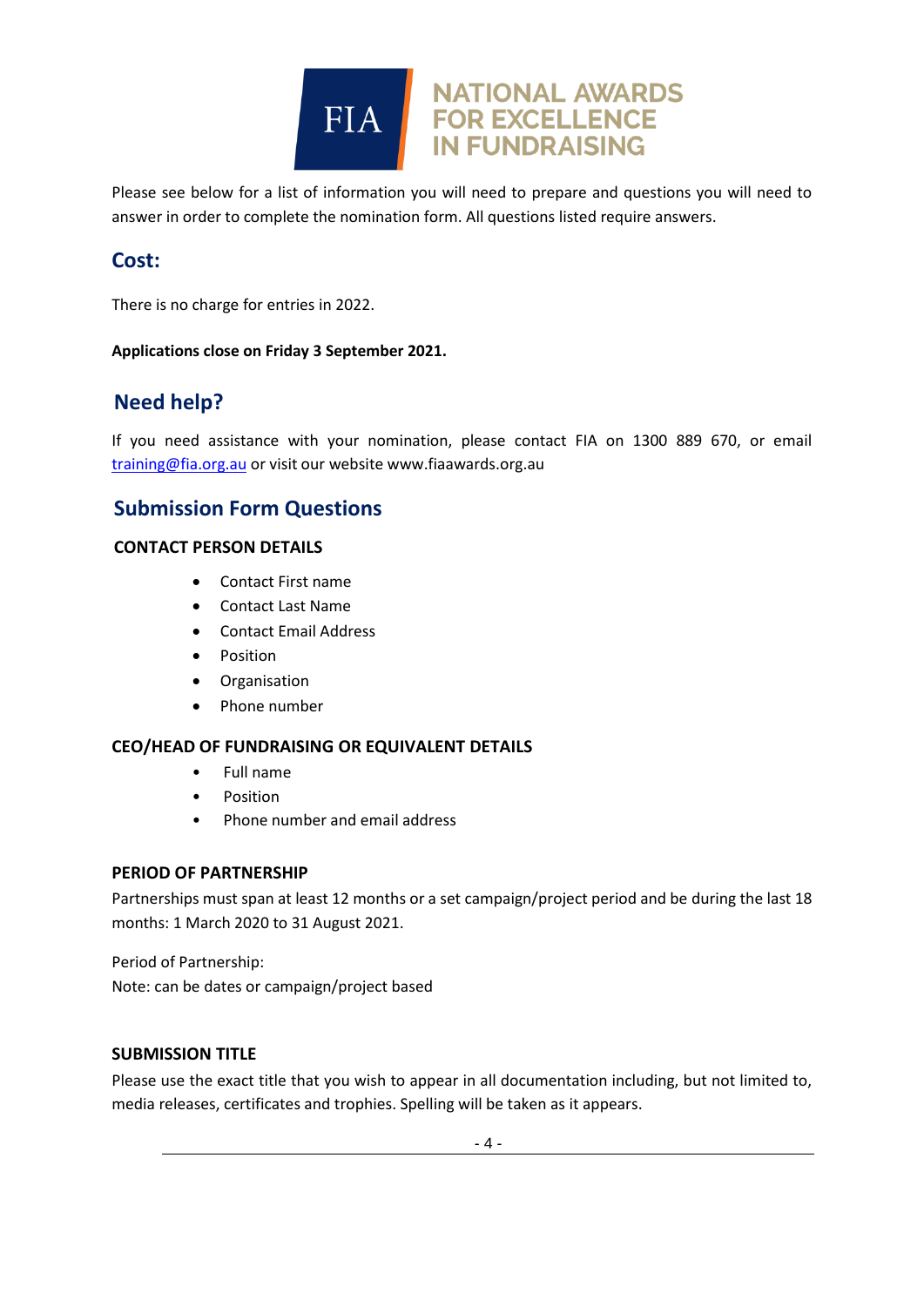FIA NATIONAL AWARDS FOR EXCELLENCE IN FUNDRAISING

Please see below for a list of information you will need to prepare and questions you will need to answer in order to complete the nomination form. All questions listed require answers.

## Cost:

There is no charge for entries in 2022.

**Applications close on Friday 3 September 2021.**

## Need help?

If you need assistance with your nomination, please contact FIA on 1300 889 670, or email training@fia.org.au or visit our website www.fiaawards.org.au

## Submission Form Questions

### CONTACT PERSON DETAILS

- Contact First name
- Contact Last Name
- Contact Email Address
- Position
- Organisation
- Phone number

### CEO/HEAD OF FUNDRAISING OR EQUIVALENT DETAILS

- Full name
- Position
- Phone number and email address

### PERIOD OF PARTNERSHIP

Partnerships must span at least 12 months or a set campaign/project period and be during the last 18 months: 1 March 2020 to 31 August 2021.

Period of Partnership:
Note: can be dates or campaign/project based

### SUBMISSION TITLE

Please use the exact title that you wish to appear in all documentation including, but not limited to, media releases, certificates and trophies. Spelling will be taken as it appears.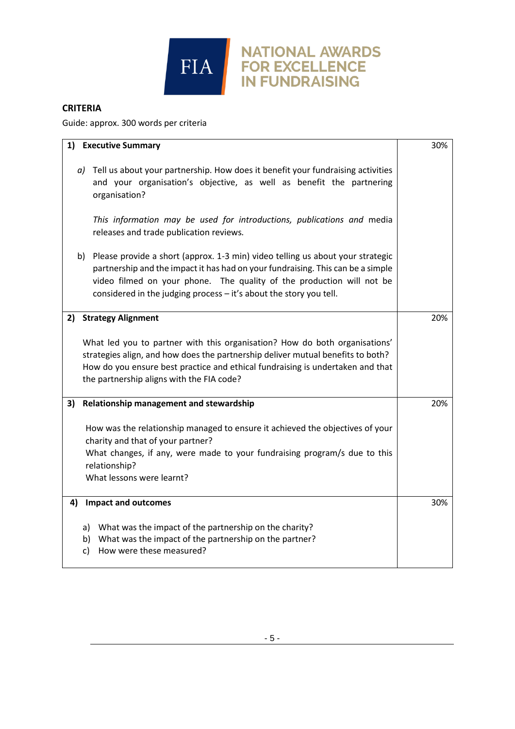NATIONAL AWARDS FOR EXCELLENCE IN FUNDRAISING

## CRITERIA

Guide: approx. 300 words per criteria

| | |
|---|---|
| **1) Executive Summary**<br><br>*a)* Tell us about your partnership. How does it benefit your fundraising activities and your organisation's objective, as well as benefit the partnering organisation?<br><br>*This information may be used for introductions, publications and* media releases and trade publication reviews*.*<br><br>b) Please provide a short (approx. 1-3 min) video telling us about your strategic partnership and the impact it has had on your fundraising. This can be a simple video filmed on your phone. The quality of the production will not be considered in the judging process – it's about the story you tell. | 30% |
| **2) Strategy Alignment**<br><br>What led you to partner with this organisation? How do both organisations' strategies align, and how does the partnership deliver mutual benefits to both? How do you ensure best practice and ethical fundraising is undertaken and that the partnership aligns with the FIA code? | 20% |
| **3) Relationship management and stewardship**<br><br>How was the relationship managed to ensure it achieved the objectives of your charity and that of your partner?<br>What changes, if any, were made to your fundraising program/s due to this relationship?<br>What lessons were learnt? | 20% |
| **4) Impact and outcomes**<br><br>a) What was the impact of the partnership on the charity?<br>b) What was the impact of the partnership on the partner?<br>c) How were these measured? | 30% |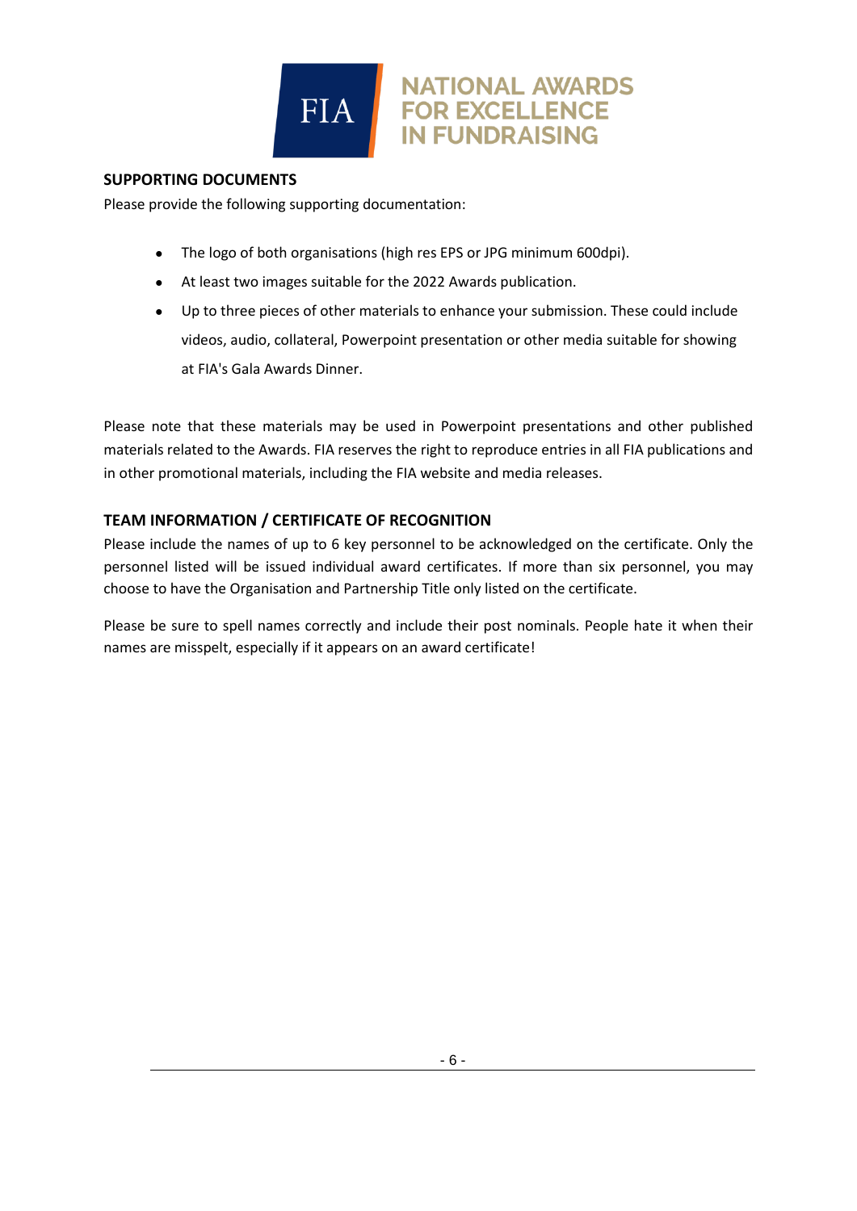## SUPPORTING DOCUMENTS

Please provide the following supporting documentation:

- The logo of both organisations (high res EPS or JPG minimum 600dpi).
- At least two images suitable for the 2022 Awards publication.
- Up to three pieces of other materials to enhance your submission. These could include videos, audio, collateral, Powerpoint presentation or other media suitable for showing at FIA's Gala Awards Dinner.

Please note that these materials may be used in Powerpoint presentations and other published materials related to the Awards. FIA reserves the right to reproduce entries in all FIA publications and in other promotional materials, including the FIA website and media releases.

## TEAM INFORMATION / CERTIFICATE OF RECOGNITION

Please include the names of up to 6 key personnel to be acknowledged on the certificate. Only the personnel listed will be issued individual award certificates. If more than six personnel, you may choose to have the Organisation and Partnership Title only listed on the certificate.

Please be sure to spell names correctly and include their post nominals. People hate it when their names are misspelt, especially if it appears on an award certificate!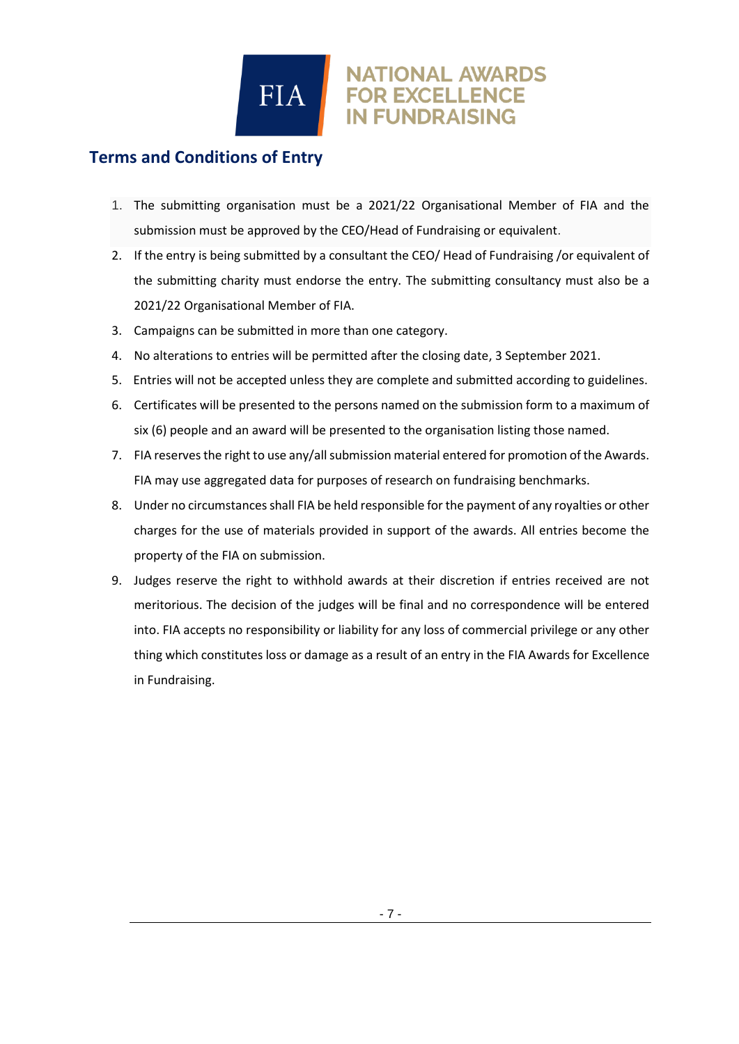FIA

NATIONAL AWARDS FOR EXCELLENCE IN FUNDRAISING

## Terms and Conditions of Entry

1. The submitting organisation must be a 2021/22 Organisational Member of FIA and the submission must be approved by the CEO/Head of Fundraising or equivalent.
2. If the entry is being submitted by a consultant the CEO/ Head of Fundraising /or equivalent of the submitting charity must endorse the entry. The submitting consultancy must also be a 2021/22 Organisational Member of FIA.
3. Campaigns can be submitted in more than one category.
4. No alterations to entries will be permitted after the closing date, 3 September 2021.
5. Entries will not be accepted unless they are complete and submitted according to guidelines.
6. Certificates will be presented to the persons named on the submission form to a maximum of six (6) people and an award will be presented to the organisation listing those named.
7. FIA reserves the right to use any/all submission material entered for promotion of the Awards. FIA may use aggregated data for purposes of research on fundraising benchmarks.
8. Under no circumstances shall FIA be held responsible for the payment of any royalties or other charges for the use of materials provided in support of the awards. All entries become the property of the FIA on submission.
9. Judges reserve the right to withhold awards at their discretion if entries received are not meritorious. The decision of the judges will be final and no correspondence will be entered into. FIA accepts no responsibility or liability for any loss of commercial privilege or any other thing which constitutes loss or damage as a result of an entry in the FIA Awards for Excellence in Fundraising.